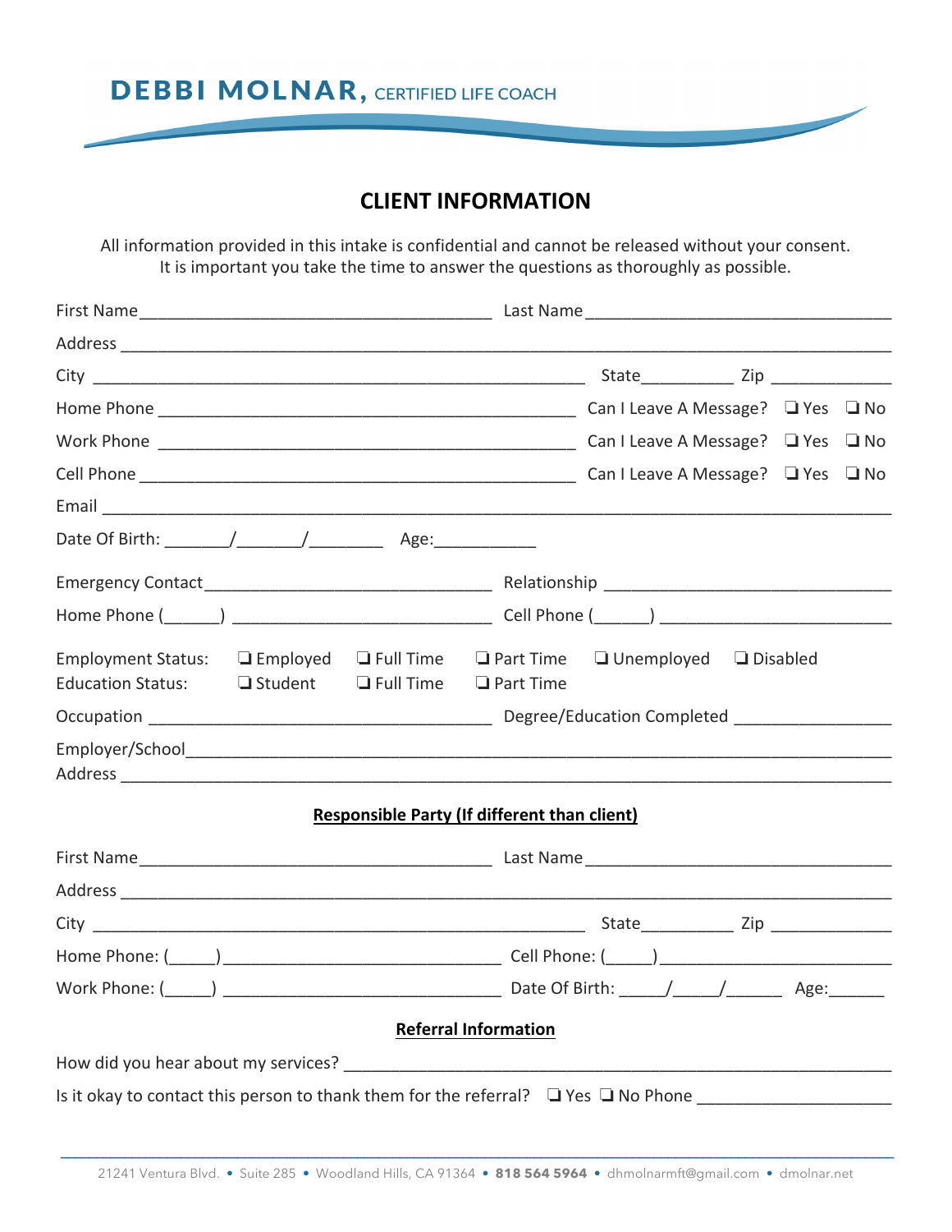**DEBBI MOLNAR,** CERTIFIED LIFE COACH

# CLIENT INFORMATION

All information provided in this intake is confidential and cannot be released without your consent.
It is important you take the time to answer the questions as thoroughly as possible.

First Name_____________________________________ Last Name_________________________________

Address ______________________________________________________________________________

City ____________________________________________________ State__________ Zip _____________

Home Phone ______________________________________________ Can I Leave A Message? ❑ Yes ❑ No

Work Phone ______________________________________________ Can I Leave A Message? ❑ Yes ❑ No

Cell Phone ________________________________________________ Can I Leave A Message? ❑ Yes ❑ No

Email _________________________________________________________________________________

Date Of Birth: _______/_______/________ Age:___________

Emergency Contact_______________________________ Relationship _______________________________

Home Phone (______) ___________________________ Cell Phone (______) _________________________

Employment Status: ❑ Employed ❑ Full Time ❑ Part Time ❑ Unemployed ❑ Disabled

Education Status: ❑ Student ❑ Full Time ❑ Part Time

Occupation ____________________________________ Degree/Education Completed ________________

Employer/School_________________________________________________________________________

Address ______________________________________________________________________________

## Responsible Party (If different than client)

First Name_____________________________________ Last Name_________________________________

Address ______________________________________________________________________________

City ____________________________________________________ State__________ Zip _____________

Home Phone: (_____)______________________________ Cell Phone: (_____)________________________

Work Phone: (_____) ______________________________ Date Of Birth: _____/_____/______ Age:______

## Referral Information

How did you hear about my services? ____________________________________________________

Is it okay to contact this person to thank them for the referral? ❑ Yes ❑ No Phone ____________________

21241 Ventura Blvd. • Suite 285 • Woodland Hills, CA 91364 • **818 564 5964** • dhmolnarmft@gmail.com • dmolnar.net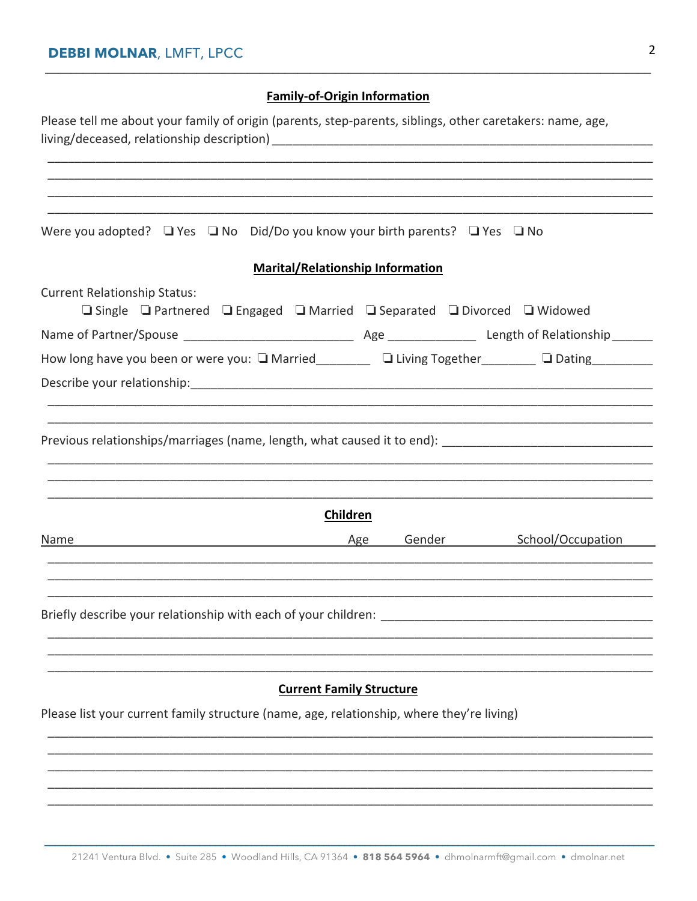## Family-of-Origin Information

Please tell me about your family of origin (parents, step-parents, siblings, other caretakers: name, age, living/deceased, relationship description) ______________________________________________________
________________________________________________________________________________
________________________________________________________________________________
________________________________________________________________________________
________________________________________________________________________________

Were you adopted? ❑ Yes ❑ No Did/Do you know your birth parents? ❑ Yes ❑ No

## Marital/Relationship Information

Current Relationship Status:

❑ Single ❑ Partnered ❑ Engaged ❑ Married ❑ Separated ❑ Divorced ❑ Widowed

Name of Partner/Spouse _________________________ Age _____________ Length of Relationship ______

How long have you been or were you: ❑ Married________ ❑ Living Together________ ❑ Dating_________

Describe your relationship:______________________________________________________________________
________________________________________________________________________________
________________________________________________________________________________

Previous relationships/marriages (name, length, what caused it to end): ______________________________
________________________________________________________________________________
________________________________________________________________________________
________________________________________________________________________________

## Children

| Name | Age | Gender | School/Occupation |
|---|---|---|---|
| | | | |
| | | | |
| | | | |

Briefly describe your relationship with each of your children: ________________________________________
________________________________________________________________________________
________________________________________________________________________________
________________________________________________________________________________

## Current Family Structure

Please list your current family structure (name, age, relationship, where they're living)

________________________________________________________________________________
________________________________________________________________________________
________________________________________________________________________________
________________________________________________________________________________
________________________________________________________________________________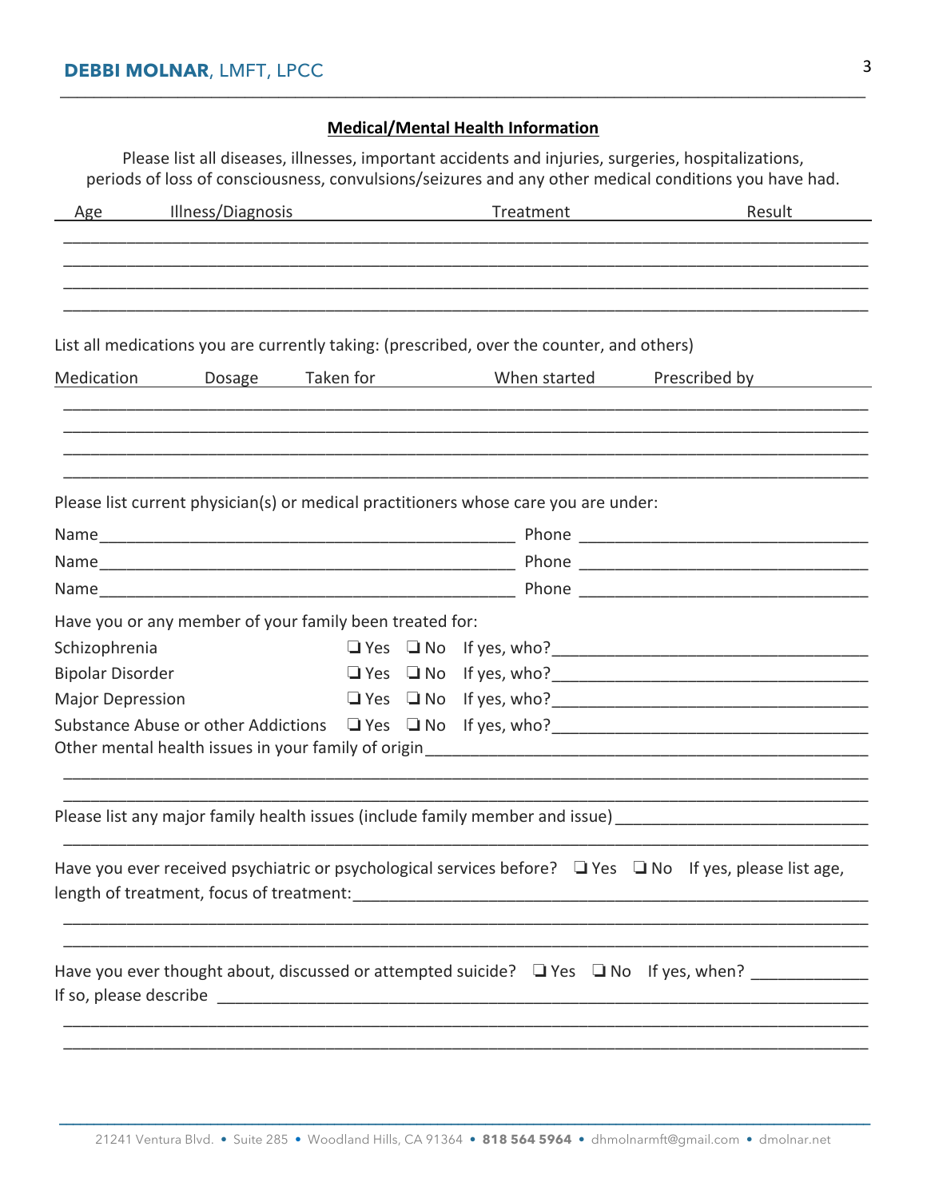## Medical/Mental Health Information

Please list all diseases, illnesses, important accidents and injuries, surgeries, hospitalizations, periods of loss of consciousness, convulsions/seizures and any other medical conditions you have had.

| Age | Illness/Diagnosis | Treatment | Result |
|---|---|---|---|
| | | | |
| | | | |
| | | | |
| | | | |

List all medications you are currently taking: (prescribed, over the counter, and others)

| Medication | Dosage | Taken for | When started | Prescribed by |
|---|---|---|---|---|
| | | | | |
| | | | | |
| | | | | |
| | | | | |

Please list current physician(s) or medical practitioners whose care you are under:

Name_______________________________________________ Phone _________________________________

Name_______________________________________________ Phone _________________________________

Name_______________________________________________ Phone _________________________________

Have you or any member of your family been treated for:

Schizophrenia ❑ Yes ❑ No If yes, who?___________________________________

Bipolar Disorder ❑ Yes ❑ No If yes, who?___________________________________

Major Depression ❑ Yes ❑ No If yes, who?___________________________________

Substance Abuse or other Addictions ❑ Yes ❑ No If yes, who?___________________________________

Other mental health issues in your family of origin_________________________________________________

___________________________________________________________________________________________

___________________________________________________________________________________________

Please list any major family health issues (include family member and issue) ___________________________

___________________________________________________________________________________________

Have you ever received psychiatric or psychological services before? ❑ Yes ❑ No If yes, please list age, length of treatment, focus of treatment:__________________________________________________________

___________________________________________________________________________________________

___________________________________________________________________________________________

Have you ever thought about, discussed or attempted suicide? ❑ Yes ❑ No If yes, when? _____________

If so, please describe ___________________________________________________________________________

___________________________________________________________________________________________

___________________________________________________________________________________________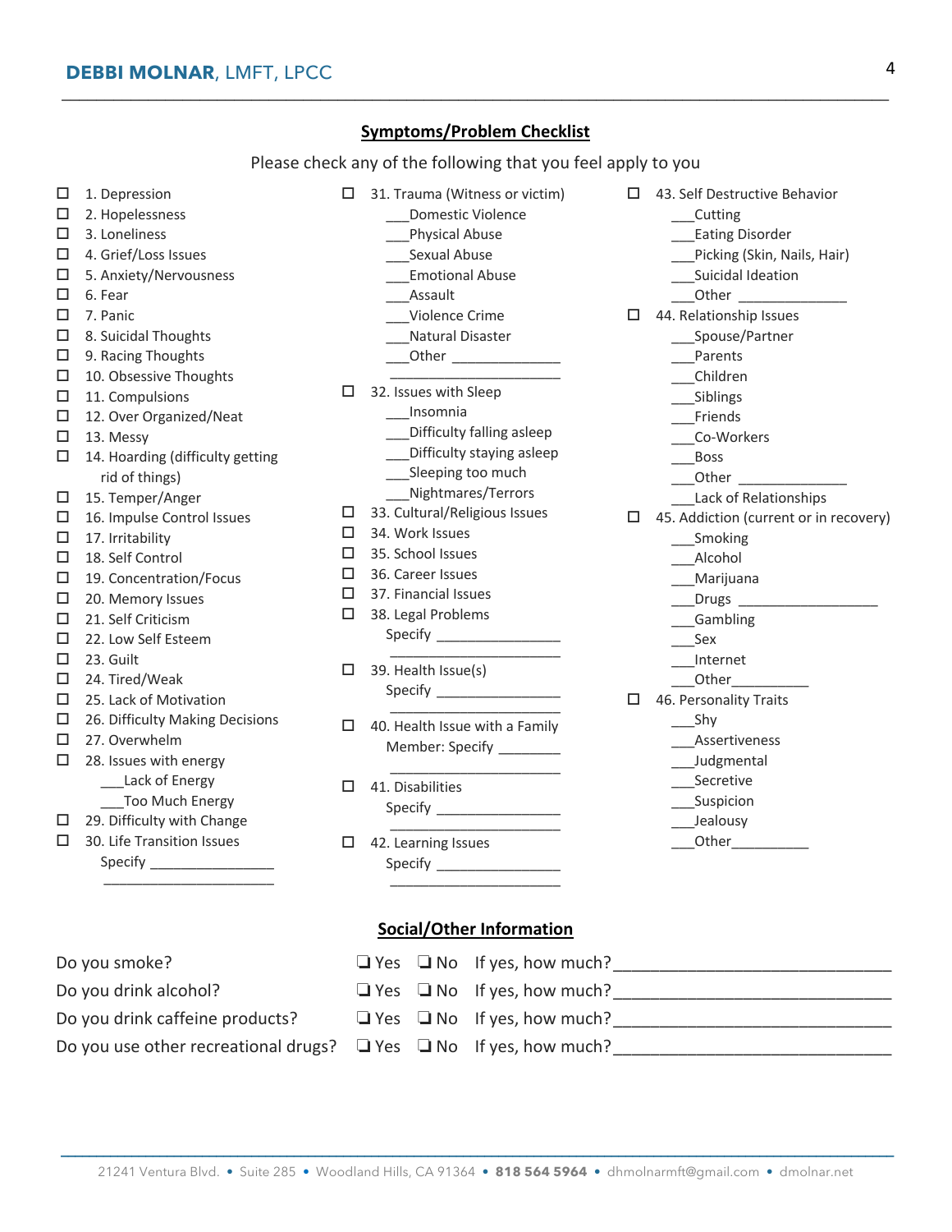## Symptoms/Problem Checklist

Please check any of the following that you feel apply to you

- ☐ 1. Depression
- ☐ 2. Hopelessness
- ☐ 3. Loneliness
- ☐ 4. Grief/Loss Issues
- ☐ 5. Anxiety/Nervousness
- ☐ 6. Fear
- ☐ 7. Panic
- ☐ 8. Suicidal Thoughts
- ☐ 9. Racing Thoughts
- ☐ 10. Obsessive Thoughts
- ☐ 11. Compulsions
- ☐ 12. Over Organized/Neat
- ☐ 13. Messy
- ☐ 14. Hoarding (difficulty getting rid of things)
- ☐ 15. Temper/Anger
- ☐ 16. Impulse Control Issues
- ☐ 17. Irritability
- ☐ 18. Self Control
- ☐ 19. Concentration/Focus
- ☐ 20. Memory Issues
- ☐ 21. Self Criticism
- ☐ 22. Low Self Esteem
- ☐ 23. Guilt
- ☐ 24. Tired/Weak
- ☐ 25. Lack of Motivation
- ☐ 26. Difficulty Making Decisions
- ☐ 27. Overwhelm
- ☐ 28. Issues with energy
  - ___Lack of Energy
  - ___Too Much Energy
- ☐ 29. Difficulty with Change
- ☐ 30. Life Transition Issues
  Specify ________________
  ______________________
- ☐ 31. Trauma (Witness or victim)
  - ___Domestic Violence
  - ___Physical Abuse
  - ___Sexual Abuse
  - ___Emotional Abuse
  - ___Assault
  - ___Violence Crime
  - ___Natural Disaster
  - ___Other ______________
  ______________________
- ☐ 32. Issues with Sleep
  - ___Insomnia
  - ___Difficulty falling asleep
  - ___Difficulty staying asleep
  - ___Sleeping too much
  - ___Nightmares/Terrors
- ☐ 33. Cultural/Religious Issues
- ☐ 34. Work Issues
- ☐ 35. School Issues
- ☐ 36. Career Issues
- ☐ 37. Financial Issues
- ☐ 38. Legal Problems
  Specify ________________
  ______________________
- ☐ 39. Health Issue(s)
  Specify ________________
  ______________________
- ☐ 40. Health Issue with a Family Member: Specify ________
  ______________________
- ☐ 41. Disabilities
  Specify ________________
  ______________________
- ☐ 42. Learning Issues
  Specify ________________
  ______________________
- ☐ 43. Self Destructive Behavior
  - ___Cutting
  - ___Eating Disorder
  - ___Picking (Skin, Nails, Hair)
  - ___Suicidal Ideation
  - ___Other ______________
- ☐ 44. Relationship Issues
  - ___Spouse/Partner
  - ___Parents
  - ___Children
  - ___Siblings
  - ___Friends
  - ___Co-Workers
  - ___Boss
  - ___Other ______________
  - ___Lack of Relationships
- ☐ 45. Addiction (current or in recovery)
  - ___Smoking
  - ___Alcohol
  - ___Marijuana
  - ___Drugs __________________
  - ___Gambling
  - ___Sex
  - ___Internet
  - ___Other__________
- ☐ 46. Personality Traits
  - ___Shy
  - ___Assertiveness
  - ___Judgmental
  - ___Secretive
  - ___Suspicion
  - ___Jealousy
  - ___Other__________

## Social/Other Information

Do you smoke? ❑ Yes ❑ No If yes, how much? ______________________________

Do you drink alcohol? ❑ Yes ❑ No If yes, how much? ______________________________

Do you drink caffeine products? ❑ Yes ❑ No If yes, how much? ______________________________

Do you use other recreational drugs? ❑ Yes ❑ No If yes, how much? ______________________________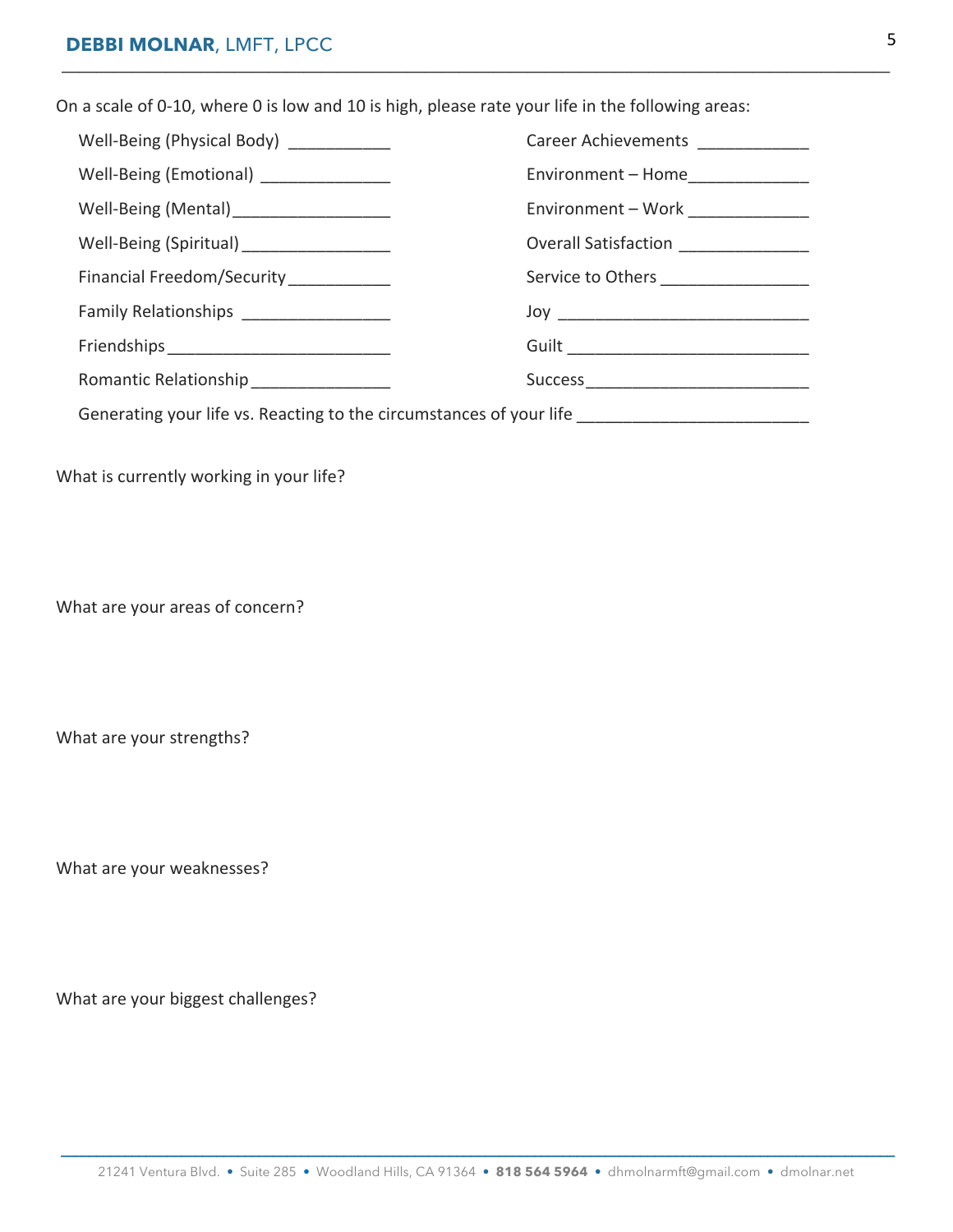On a scale of 0-10, where 0 is low and 10 is high, please rate your life in the following areas:

Well-Being (Physical Body) ___________

Well-Being (Emotional) ______________

Well-Being (Mental) _________________

Well-Being (Spiritual) ________________

Financial Freedom/Security ___________

Family Relationships ________________

Friendships ________________________

Romantic Relationship _______________

Career Achievements ____________

Environment – Home _____________

Environment – Work _____________

Overall Satisfaction ______________

Service to Others ________________

Joy ____________________________

Guilt ___________________________

Success _________________________

Generating your life vs. Reacting to the circumstances of your life ________________________

What is currently working in your life?

What are your areas of concern?

What are your strengths?

What are your weaknesses?

What are your biggest challenges?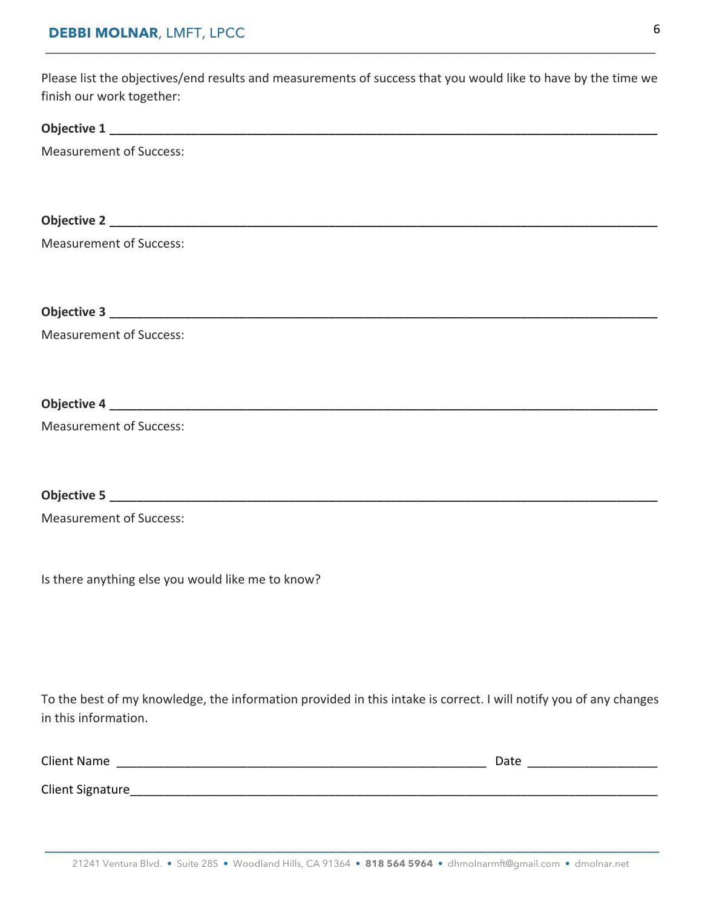Please list the objectives/end results and measurements of success that you would like to have by the time we finish our work together:

**Objective 1** ___________________________________________________________________________

Measurement of Success:

**Objective 2** ___________________________________________________________________________

Measurement of Success:

**Objective 3** ___________________________________________________________________________

Measurement of Success:

**Objective 4** ___________________________________________________________________________

Measurement of Success:

**Objective 5** ___________________________________________________________________________

Measurement of Success:

Is there anything else you would like me to know?

To the best of my knowledge, the information provided in this intake is correct. I will notify you of any changes in this information.

Client Name ____________________________________________________ Date __________________

Client Signature_________________________________________________________________________